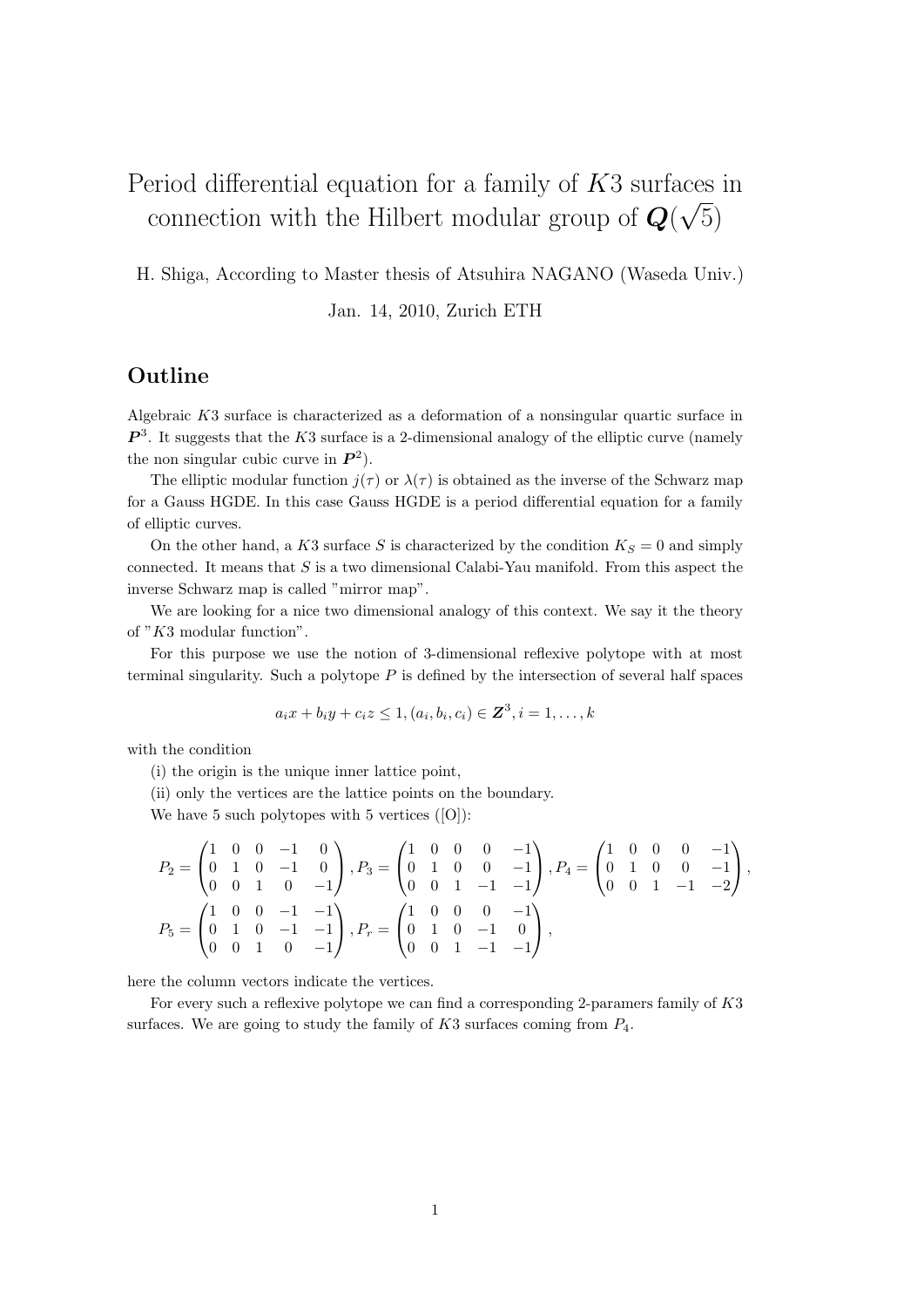# Period differential equation for a family of $K3$ surfaces in connection with the Hilbert modular group of $\boldsymbol{Q}(\sqrt{5})$

H. Shiga, According to Master thesis of Atsuhira NAGANO (Waseda Univ.)

Jan. 14, 2010, Zurich ETH

## Outline

Algebraic $K3$ surface is characterized as a deformation of a nonsingular quartic surface in $\boldsymbol{P}^3$. It suggests that the $K3$ surface is a 2-dimensional analogy of the elliptic curve (namely the non singular cubic curve in $\boldsymbol{P}^2$).

The elliptic modular function $j(\tau)$ or $\lambda(\tau)$ is obtained as the inverse of the Schwarz map for a Gauss HGDE. In this case Gauss HGDE is a period differential equation for a family of elliptic curves.

On the other hand, a $K3$ surface $S$ is characterized by the condition $K_S = 0$ and simply connected. It means that $S$ is a two dimensional Calabi-Yau manifold. From this aspect the inverse Schwarz map is called "mirror map".

We are looking for a nice two dimensional analogy of this context. We say it the theory of "$K3$ modular function".

For this purpose we use the notion of 3-dimensional reflexive polytope with at most terminal singularity. Such a polytope $P$ is defined by the intersection of several half spaces

$$a_i x + b_i y + c_i z \leq 1, (a_i, b_i, c_i) \in \boldsymbol{Z}^3, i = 1, \ldots, k$$

with the condition

(i) the origin is the unique inner lattice point,

(ii) only the vertices are the lattice points on the boundary.

We have 5 such polytopes with 5 vertices ([O]):

$$P_2 = \begin{pmatrix} 1 & 0 & 0 & -1 & 0 \\ 0 & 1 & 0 & -1 & 0 \\ 0 & 0 & 1 & 0 & -1 \end{pmatrix}, P_3 = \begin{pmatrix} 1 & 0 & 0 & 0 & -1 \\ 0 & 1 & 0 & 0 & -1 \\ 0 & 0 & 1 & -1 & -1 \end{pmatrix}, P_4 = \begin{pmatrix} 1 & 0 & 0 & 0 & -1 \\ 0 & 1 & 0 & 0 & -1 \\ 0 & 0 & 1 & -1 & -2 \end{pmatrix},$$

$$P_5 = \begin{pmatrix} 1 & 0 & 0 & -1 & -1 \\ 0 & 1 & 0 & -1 & -1 \\ 0 & 0 & 1 & 0 & -1 \end{pmatrix}, P_r = \begin{pmatrix} 1 & 0 & 0 & 0 & -1 \\ 0 & 1 & 0 & -1 & 0 \\ 0 & 0 & 1 & -1 & -1 \end{pmatrix},$$

here the column vectors indicate the vertices.

For every such a reflexive polytope we can find a corresponding 2-paramers family of $K3$ surfaces. We are going to study the family of $K3$ surfaces coming from $P_4$.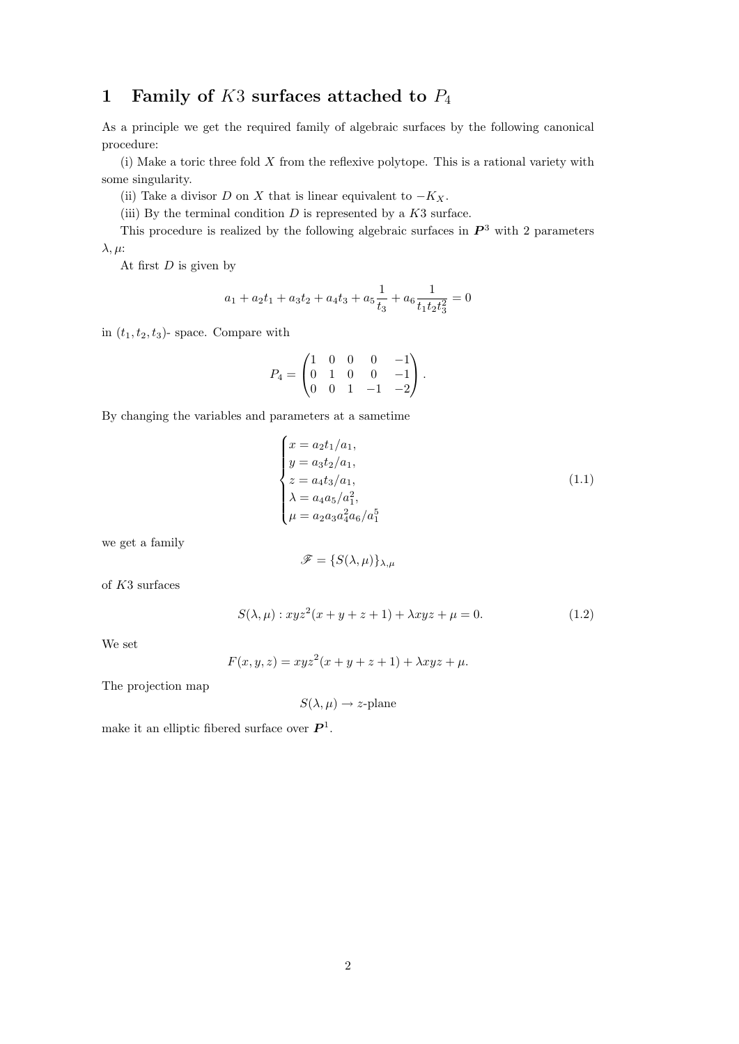# 1 Family of $K3$ surfaces attached to $P_4$

As a principle we get the required family of algebraic surfaces by the following canonical procedure:

(i) Make a toric three fold $X$ from the reflexive polytope. This is a rational variety with some singularity.

(ii) Take a divisor $D$ on $X$ that is linear equivalent to $-K_X$.

(iii) By the terminal condition $D$ is represented by a $K3$ surface.

This procedure is realized by the following algebraic surfaces in $\boldsymbol{P}^3$ with 2 parameters $\lambda, \mu$:

At first $D$ is given by

$$a_1 + a_2 t_1 + a_3 t_2 + a_4 t_3 + a_5 \frac{1}{t_3} + a_6 \frac{1}{t_1 t_2 t_3^2} = 0$$

in $(t_1, t_2, t_3)$- space. Compare with

$$P_4 = \begin{pmatrix} 1 & 0 & 0 & 0 & -1 \\ 0 & 1 & 0 & 0 & -1 \\ 0 & 0 & 1 & -1 & -2 \end{pmatrix}.$$

By changing the variables and parameters at a sametime

$$\begin{cases} x = a_2 t_1 / a_1, \\ y = a_3 t_2 / a_1, \\ z = a_4 t_3 / a_1, \\ \lambda = a_4 a_5 / a_1^2, \\ \mu = a_2 a_3 a_4^2 a_6 / a_1^5 \end{cases} \tag{1.1}$$

we get a family

$$\mathscr{F} = \{S(\lambda, \mu)\}_{\lambda, \mu}$$

of $K3$ surfaces

$$S(\lambda, \mu) : xyz^2(x + y + z + 1) + \lambda xyz + \mu = 0. \tag{1.2}$$

We set

$$F(x, y, z) = xyz^2(x + y + z + 1) + \lambda xyz + \mu.$$

The projection map

$$S(\lambda, \mu) \to z\text{-plane}$$

make it an elliptic fibered surface over $\boldsymbol{P}^1$.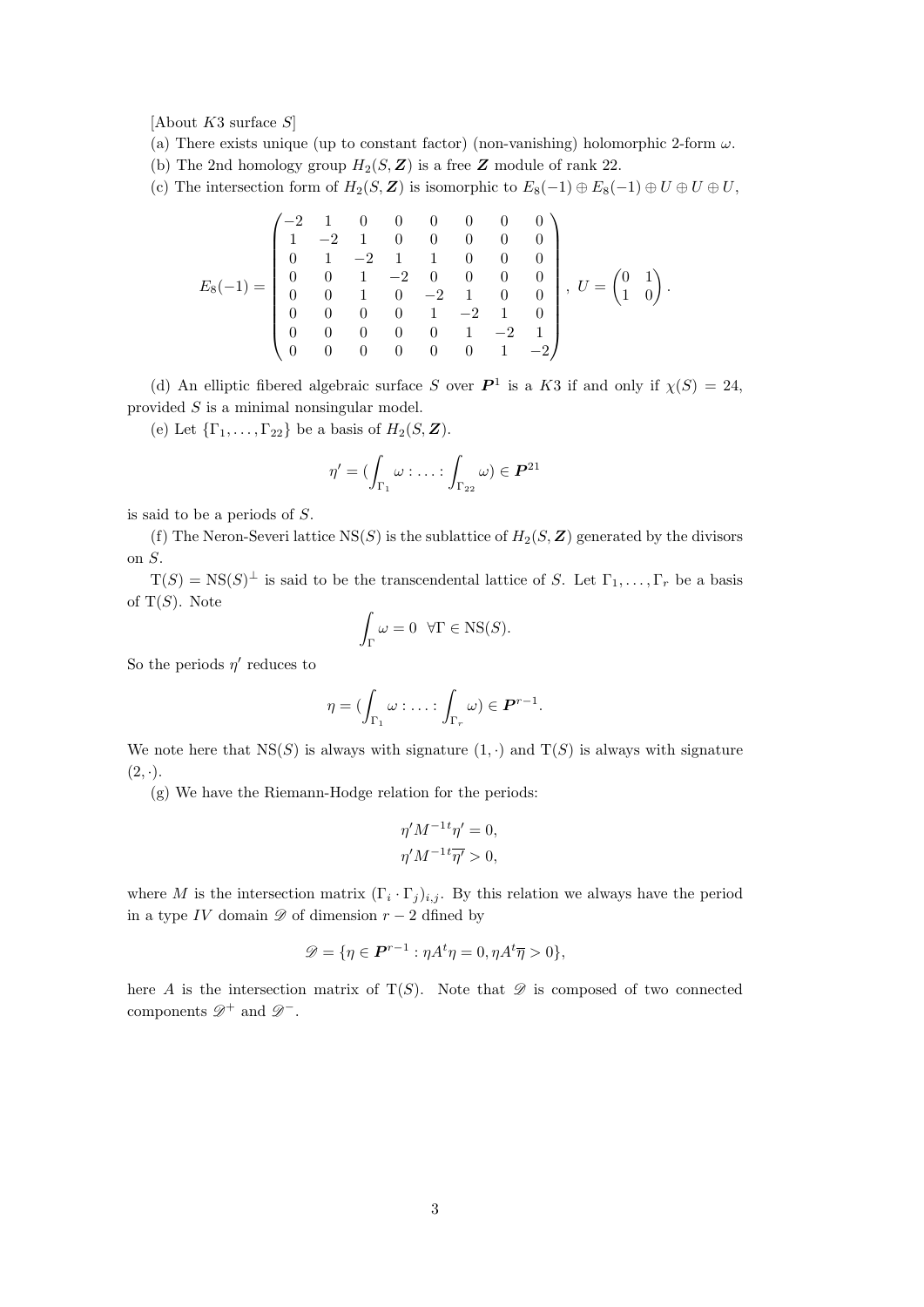[About $K3$ surface $S$]

(a) There exists unique (up to constant factor) (non-vanishing) holomorphic 2-form $\omega$.

(b) The 2nd homology group $H_2(S,\boldsymbol{Z})$ is a free $\boldsymbol{Z}$ module of rank 22.

(c) The intersection form of $H_2(S,\boldsymbol{Z})$ is isomorphic to $E_8(-1)\oplus E_8(-1)\oplus U\oplus U\oplus U$,

$$E_8(-1)=\begin{pmatrix} -2 & 1 & 0 & 0 & 0 & 0 & 0 & 0 \\ 1 & -2 & 1 & 0 & 0 & 0 & 0 & 0 \\ 0 & 1 & -2 & 1 & 1 & 0 & 0 & 0 \\ 0 & 0 & 1 & -2 & 0 & 0 & 0 & 0 \\ 0 & 0 & 1 & 0 & -2 & 1 & 0 & 0 \\ 0 & 0 & 0 & 0 & 1 & -2 & 1 & 0 \\ 0 & 0 & 0 & 0 & 0 & 1 & -2 & 1 \\ 0 & 0 & 0 & 0 & 0 & 0 & 1 & -2 \end{pmatrix},\ U=\begin{pmatrix} 0 & 1 \\ 1 & 0 \end{pmatrix}.$$

(d) An elliptic fibered algebraic surface $S$ over $\boldsymbol{P}^1$ is a $K3$ if and only if $\chi(S)=24$, provided $S$ is a minimal nonsingular model.

(e) Let $\{\Gamma_1,\ldots,\Gamma_{22}\}$ be a basis of $H_2(S,\boldsymbol{Z})$.

$$\eta'=(\int_{\Gamma_1}\omega:\ldots:\int_{\Gamma_{22}}\omega)\in\boldsymbol{P}^{21}$$

is said to be a periods of $S$.

(f) The Neron-Severi lattice $\mathrm{NS}(S)$ is the sublattice of $H_2(S,\boldsymbol{Z})$ generated by the divisors on $S$.

$\mathrm{T}(S)=\mathrm{NS}(S)^{\perp}$ is said to be the transcendental lattice of $S$. Let $\Gamma_1,\ldots,\Gamma_r$ be a basis of $\mathrm{T}(S)$. Note

$$\int_{\Gamma}\omega=0\quad\forall\Gamma\in\mathrm{NS}(S).$$

So the periods $\eta'$ reduces to

$$\eta=(\int_{\Gamma_1}\omega:\ldots:\int_{\Gamma_r}\omega)\in\boldsymbol{P}^{r-1}.$$

We note here that $\mathrm{NS}(S)$ is always with signature $(1,\cdot)$ and $\mathrm{T}(S)$ is always with signature $(2,\cdot)$.

(g) We have the Riemann-Hodge relation for the periods:

$$\eta' M^{-1}{}^t\eta'=0,$$
$$\eta' M^{-1}{}^t\overline{\eta'}>0,$$

where $M$ is the intersection matrix $(\Gamma_i\cdot\Gamma_j)_{i,j}$. By this relation we always have the period in a type $IV$ domain $\mathscr{D}$ of dimension $r-2$ dfined by

$$\mathscr{D}=\{\eta\in\boldsymbol{P}^{r-1}:\eta A^t\eta=0,\eta A^t\overline{\eta}>0\},$$

here $A$ is the intersection matrix of $\mathrm{T}(S)$. Note that $\mathscr{D}$ is composed of two connected components $\mathscr{D}^+$ and $\mathscr{D}^-$.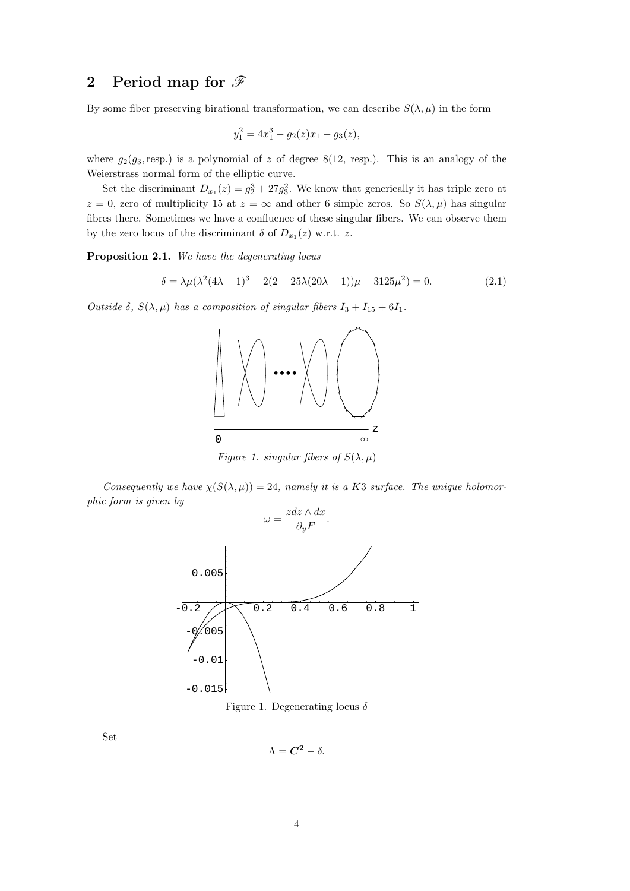## 2 Period map for $\mathscr{F}$

By some fiber preserving birational transformation, we can describe $S(\lambda,\mu)$ in the form

$$y_1^2 = 4x_1^3 - g_2(z)x_1 - g_3(z),$$

where $g_2(g_3, \text{resp.})$ is a polynomial of $z$ of degree $8(12$, resp.). This is an analogy of the Weierstrass normal form of the elliptic curve.

Set the discriminant $D_{x_1}(z) = g_2^3 + 27g_3^2$. We know that generically it has triple zero at $z = 0$, zero of multiplicity 15 at $z = \infty$ and other 6 simple zeros. So $S(\lambda,\mu)$ has singular fibres there. Sometimes we have a confluence of these singular fibers. We can observe them by the zero locus of the discriminant $\delta$ of $D_{x_1}(z)$ w.r.t. $z$.

**Proposition 2.1.** *We have the degenerating locus*

$$\delta = \lambda\mu(\lambda^2(4\lambda-1)^3 - 2(2+25\lambda(20\lambda-1))\mu - 3125\mu^2) = 0. \tag{2.1}$$

*Outside $\delta$, $S(\lambda,\mu)$ has a composition of singular fibers $I_3 + I_{15} + 6I_1$.*

*Figure 1. singular fibers of $S(\lambda,\mu)$*

*Consequently we have $\chi(S(\lambda,\mu)) = 24$, namely it is a K3 surface. The unique holomorphic form is given by*

$$\omega = \frac{zdz \wedge dx}{\partial_y F}.$$

Figure 1. Degenerating locus $\delta$

Set

$$\Lambda = \boldsymbol{C^2} - \delta.$$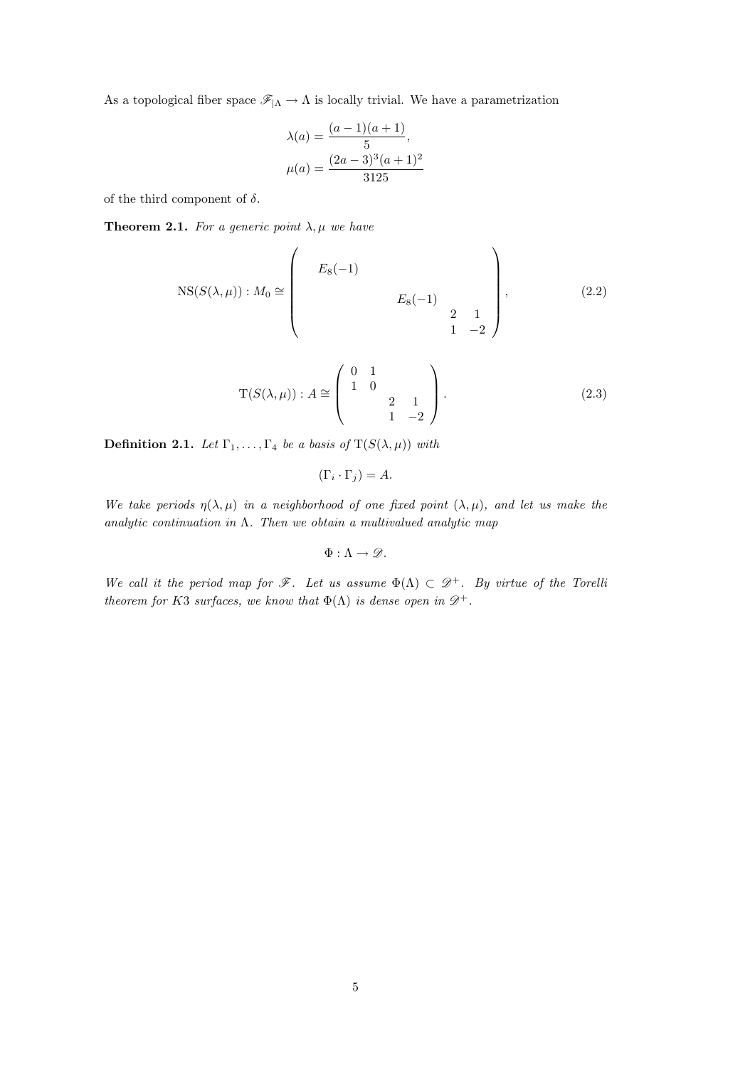As a topological fiber space $\mathscr{F}_{|\Lambda} \to \Lambda$ is locally trivial. We have a parametrization

$$\lambda(a) = \frac{(a-1)(a+1)}{5},$$
$$\mu(a) = \frac{(2a-3)^3(a+1)^2}{3125}$$

of the third component of $\delta$.

**Theorem 2.1.** *For a generic point $\lambda, \mu$ we have*

$$\mathrm{NS}(S(\lambda,\mu)) : M_0 \cong \begin{pmatrix} E_8(-1) & & & \\ & E_8(-1) & & \\ & & 2 & 1 \\ & & 1 & -2 \end{pmatrix}, \tag{2.2}$$

$$\mathrm{T}(S(\lambda,\mu)) : A \cong \begin{pmatrix} 0 & 1 & & \\ 1 & 0 & & \\ & & 2 & 1 \\ & & 1 & -2 \end{pmatrix}. \tag{2.3}$$

**Definition 2.1.** *Let $\Gamma_1, \ldots, \Gamma_4$ be a basis of $\mathrm{T}(S(\lambda,\mu))$ with*

$$(\Gamma_i \cdot \Gamma_j) = A.$$

*We take periods $\eta(\lambda,\mu)$ in a neighborhood of one fixed point $(\lambda,\mu)$, and let us make the analytic continuation in $\Lambda$. Then we obtain a multivalued analytic map*

$$\Phi : \Lambda \to \mathscr{D}.$$

*We call it the period map for $\mathscr{F}$. Let us assume $\Phi(\Lambda) \subset \mathscr{D}^+$. By virtue of the Torelli theorem for $K3$ surfaces, we know that $\Phi(\Lambda)$ is dense open in $\mathscr{D}^+$.*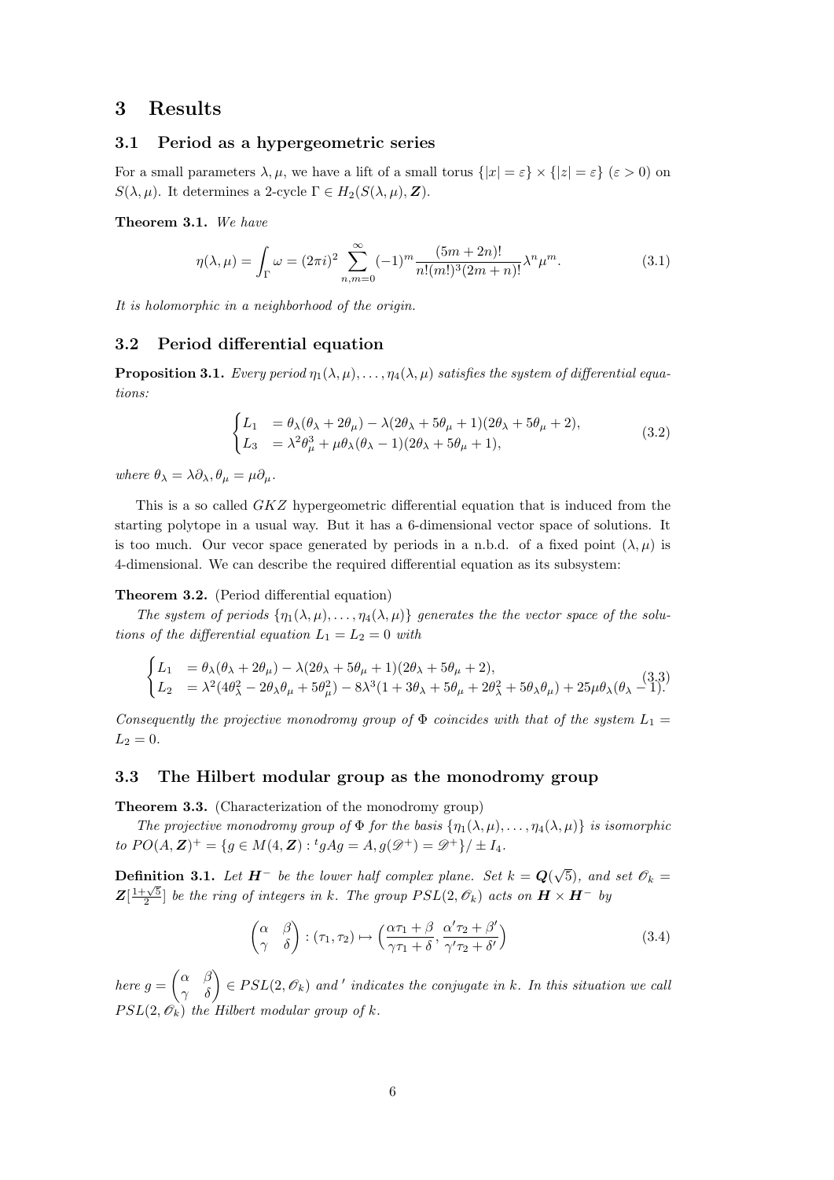## 3 Results

### 3.1 Period as a hypergeometric series

For a small parameters $\lambda, \mu$, we have a lift of a small torus $\{|x| = \varepsilon\} \times \{|z| = \varepsilon\}$ ($\varepsilon > 0$) on $S(\lambda, \mu)$. It determines a 2-cycle $\Gamma \in H_2(S(\lambda, \mu), \boldsymbol{Z})$.

**Theorem 3.1.** *We have*

$$\eta(\lambda, \mu) = \int_\Gamma \omega = (2\pi i)^2 \sum_{n,m=0}^{\infty} (-1)^m \frac{(5m+2n)!}{n!(m!)^3(2m+n)!} \lambda^n \mu^m. \tag{3.1}$$

*It is holomorphic in a neighborhood of the origin.*

### 3.2 Period differential equation

**Proposition 3.1.** *Every period $\eta_1(\lambda, \mu), \ldots, \eta_4(\lambda, \mu)$ satisfies the system of differential equations:*

$$\begin{cases} L_1 &= \theta_\lambda(\theta_\lambda + 2\theta_\mu) - \lambda(2\theta_\lambda + 5\theta_\mu + 1)(2\theta_\lambda + 5\theta_\mu + 2), \\ L_3 &= \lambda^2\theta_\mu^3 + \mu\theta_\lambda(\theta_\lambda - 1)(2\theta_\lambda + 5\theta_\mu + 1), \end{cases} \tag{3.2}$$

*where $\theta_\lambda = \lambda\partial_\lambda, \theta_\mu = \mu\partial_\mu$.*

This is a so called *GKZ* hypergeometric differential equation that is induced from the starting polytope in a usual way. But it has a 6-dimensional vector space of solutions. It is too much. Our vecor space generated by periods in a n.b.d. of a fixed point $(\lambda, \mu)$ is 4-dimensional. We can describe the required differential equation as its subsystem:

**Theorem 3.2.** (Period differential equation)

*The system of periods $\{\eta_1(\lambda, \mu), \ldots, \eta_4(\lambda, \mu)\}$ generates the the vector space of the solutions of the differential equation $L_1 = L_2 = 0$ with*

$$\begin{cases} L_1 &= \theta_\lambda(\theta_\lambda + 2\theta_\mu) - \lambda(2\theta_\lambda + 5\theta_\mu + 1)(2\theta_\lambda + 5\theta_\mu + 2), \\ L_2 &= \lambda^2(4\theta_\lambda^2 - 2\theta_\lambda\theta_\mu + 5\theta_\mu^2) - 8\lambda^3(1 + 3\theta_\lambda + 5\theta_\mu + 2\theta_\lambda^2 + 5\theta_\lambda\theta_\mu) + 25\mu\theta_\lambda(\theta_\lambda - 1). \end{cases} \tag{3.3}$$

*Consequently the projective monodromy group of $\Phi$ coincides with that of the system $L_1 = L_2 = 0$.*

### 3.3 The Hilbert modular group as the monodromy group

**Theorem 3.3.** (Characterization of the monodromy group)

*The projective monodromy group of $\Phi$ for the basis $\{\eta_1(\lambda, \mu), \ldots, \eta_4(\lambda, \mu)\}$ is isomorphic to $PO(A, \boldsymbol{Z})^+ = \{g \in M(4, \boldsymbol{Z}) : {}^t gAg = A, g(\mathscr{D}^+) = \mathscr{D}^+\}/\pm I_4$.*

**Definition 3.1.** *Let $\boldsymbol{H}^-$ be the lower half complex plane. Set $k = \boldsymbol{Q}(\sqrt{5})$, and set $\mathscr{O}_k = \boldsymbol{Z}[\frac{1+\sqrt{5}}{2}]$ be the ring of integers in $k$. The group $PSL(2, \mathscr{O}_k)$ acts on $\boldsymbol{H} \times \boldsymbol{H}^-$ by*

$$\begin{pmatrix} \alpha & \beta \\ \gamma & \delta \end{pmatrix} : (\tau_1, \tau_2) \mapsto \Big(\frac{\alpha\tau_1 + \beta}{\gamma\tau_1 + \delta}, \frac{\alpha'\tau_2 + \beta'}{\gamma'\tau_2 + \delta'}\Big) \tag{3.4}$$

*here $g = \begin{pmatrix} \alpha & \beta \\ \gamma & \delta \end{pmatrix} \in PSL(2, \mathscr{O}_k)$ and $'$ indicates the conjugate in $k$. In this situation we call $PSL(2, \mathscr{O}_k)$ the Hilbert modular group of $k$.*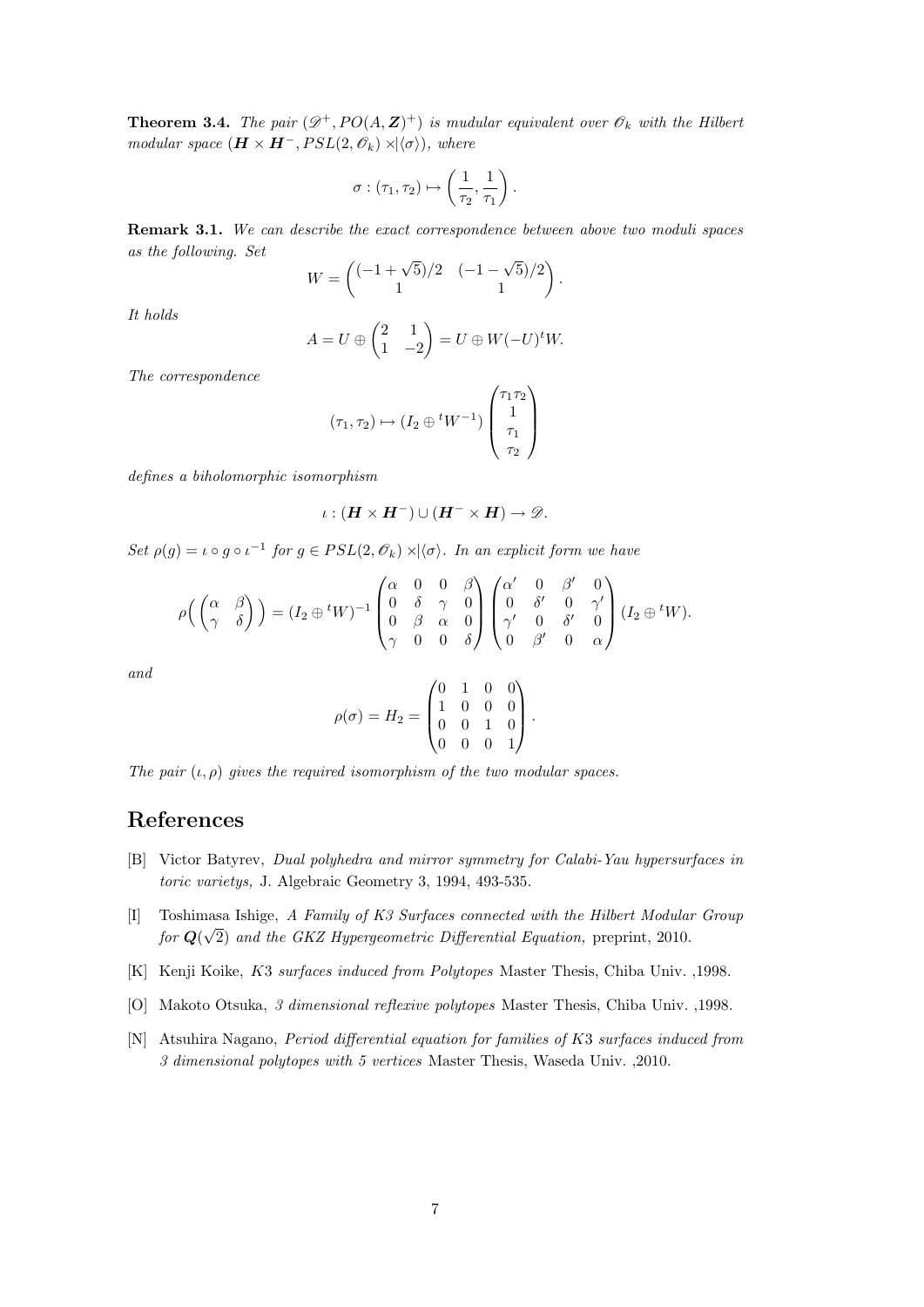**Theorem 3.4.** *The pair $(\mathscr{D}^+, PO(A, \boldsymbol{Z})^+)$ is mudular equivalent over $\mathscr{O}_k$ with the Hilbert modular space $(\boldsymbol{H} \times \boldsymbol{H}^-, PSL(2, \mathscr{O}_k) \ltimes \langle \sigma \rangle)$, where*

$$\sigma : (\tau_1, \tau_2) \mapsto \left( \frac{1}{\tau_2}, \frac{1}{\tau_1} \right).$$

**Remark 3.1.** *We can describe the exact correspondence between above two moduli spaces as the following. Set*

$$W = \begin{pmatrix} (-1+\sqrt{5})/2 & (-1-\sqrt{5})/2 \\ 1 & 1 \end{pmatrix}.$$

*It holds*

$$A = U \oplus \begin{pmatrix} 2 & 1 \\ 1 & -2 \end{pmatrix} = U \oplus W(-U)^t W.$$

*The correspondence*

$$(\tau_1, \tau_2) \mapsto (I_2 \oplus {}^tW^{-1}) \begin{pmatrix} \tau_1 \tau_2 \\ 1 \\ \tau_1 \\ \tau_2 \end{pmatrix}$$

*defines a biholomorphic isomorphism*

$$\iota : (\boldsymbol{H} \times \boldsymbol{H}^-) \cup (\boldsymbol{H}^- \times \boldsymbol{H}) \to \mathscr{D}.$$

*Set $\rho(g) = \iota \circ g \circ \iota^{-1}$ for $g \in PSL(2, \mathscr{O}_k) \ltimes \langle \sigma \rangle$. In an explicit form we have*

$$\rho\Big( \begin{pmatrix} \alpha & \beta \\ \gamma & \delta \end{pmatrix} \Big) = (I_2 \oplus {}^tW)^{-1} \begin{pmatrix} \alpha & 0 & 0 & \beta \\ 0 & \delta & \gamma & 0 \\ 0 & \beta & \alpha & 0 \\ \gamma & 0 & 0 & \delta \end{pmatrix} \begin{pmatrix} \alpha' & 0 & \beta' & 0 \\ 0 & \delta' & 0 & \gamma' \\ \gamma' & 0 & \delta' & 0 \\ 0 & \beta' & 0 & \alpha \end{pmatrix} (I_2 \oplus {}^tW).$$

*and*

$$\rho(\sigma) = H_2 = \begin{pmatrix} 0 & 1 & 0 & 0 \\ 1 & 0 & 0 & 0 \\ 0 & 0 & 1 & 0 \\ 0 & 0 & 0 & 1 \end{pmatrix}.$$

*The pair $(\iota, \rho)$ gives the required isomorphism of the two modular spaces.*

# References

[B] Victor Batyrev, *Dual polyhedra and mirror symmetry for Calabi-Yau hypersurfaces in toric varietys,* J. Algebraic Geometry 3, 1994, 493-535.

[I] Toshimasa Ishige, *A Family of K3 Surfaces connected with the Hilbert Modular Group for $\boldsymbol{Q}(\sqrt{2})$ and the GKZ Hypergeometric Differential Equation,* preprint, 2010.

[K] Kenji Koike, *K3 surfaces induced from Polytopes* Master Thesis, Chiba Univ. ,1998.

[O] Makoto Otsuka, *3 dimensional reflexive polytopes* Master Thesis, Chiba Univ. ,1998.

[N] Atsuhira Nagano, *Period differential equation for families of K3 surfaces induced from 3 dimensional polytopes with 5 vertices* Master Thesis, Waseda Univ. ,2010.